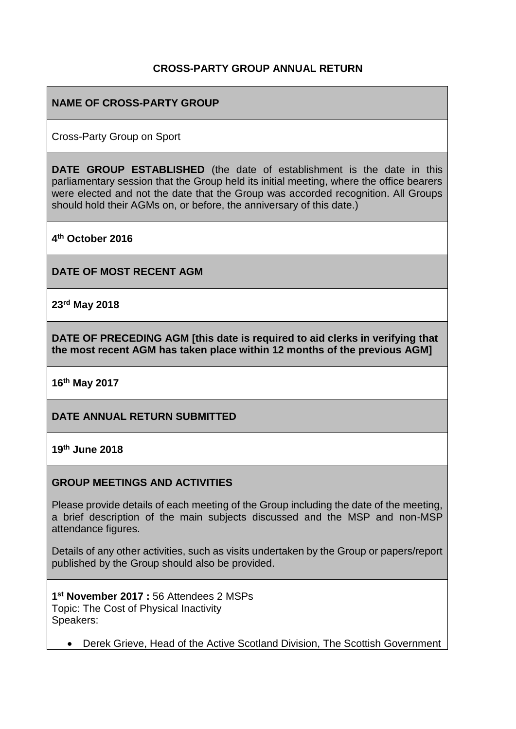# CROSS-PARTY GROUP ANNUAL RETURN

## NAME OF CROSS-PARTY GROUP

Cross-Party Group on Sport

**DATE GROUP ESTABLISHED** (the date of establishment is the date in this parliamentary session that the Group held its initial meeting, where the office bearers were elected and not the date that the Group was accorded recognition. All Groups should hold their AGMs on, or before, the anniversary of this date.)

**4th October 2016**

## DATE OF MOST RECENT AGM

**23rd May 2018**

## DATE OF PRECEDING AGM [this date is required to aid clerks in verifying that the most recent AGM has taken place within 12 months of the previous AGM]

**16th May 2017**

## DATE ANNUAL RETURN SUBMITTED

**19th June 2018**

## GROUP MEETINGS AND ACTIVITIES

Please provide details of each meeting of the Group including the date of the meeting, a brief description of the main subjects discussed and the MSP and non-MSP attendance figures.

Details of any other activities, such as visits undertaken by the Group or papers/report published by the Group should also be provided.

**1st November 2017 :** 56 Attendees 2 MSPs
Topic: The Cost of Physical Inactivity
Speakers:

- Derek Grieve, Head of the Active Scotland Division, The Scottish Government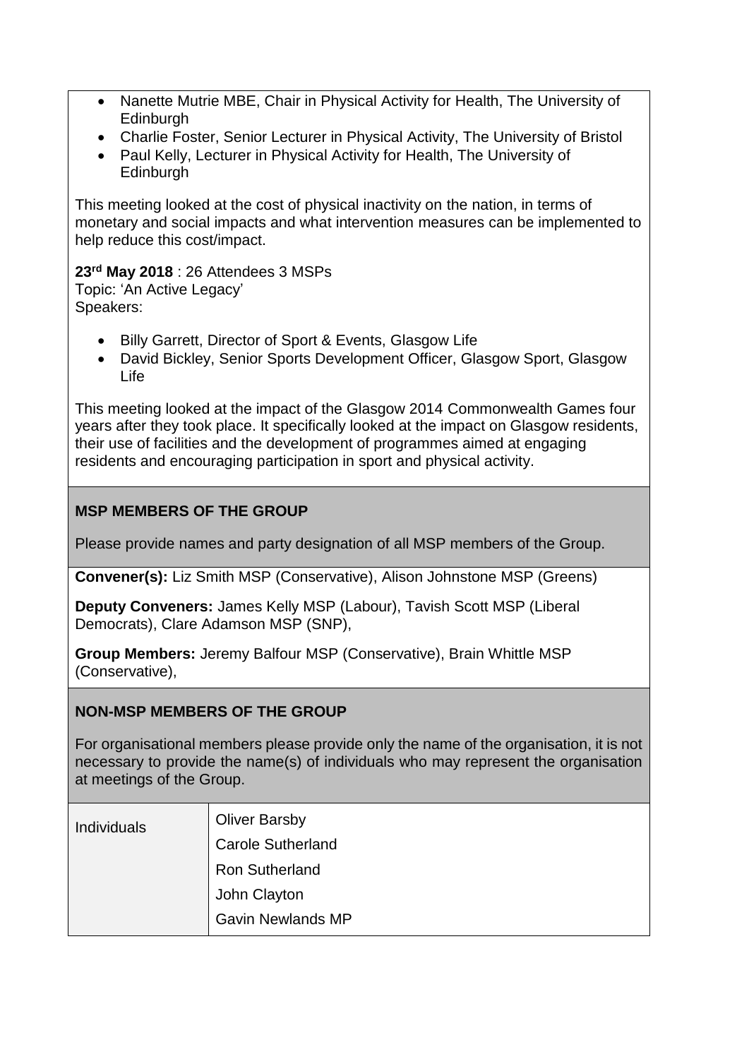- Nanette Mutrie MBE, Chair in Physical Activity for Health, The University of Edinburgh
- Charlie Foster, Senior Lecturer in Physical Activity, The University of Bristol
- Paul Kelly, Lecturer in Physical Activity for Health, The University of Edinburgh

This meeting looked at the cost of physical inactivity on the nation, in terms of monetary and social impacts and what intervention measures can be implemented to help reduce this cost/impact.

**23rd May 2018** : 26 Attendees 3 MSPs
Topic: 'An Active Legacy'
Speakers:

- Billy Garrett, Director of Sport & Events, Glasgow Life
- David Bickley, Senior Sports Development Officer, Glasgow Sport, Glasgow Life

This meeting looked at the impact of the Glasgow 2014 Commonwealth Games four years after they took place. It specifically looked at the impact on Glasgow residents, their use of facilities and the development of programmes aimed at engaging residents and encouraging participation in sport and physical activity.

**MSP MEMBERS OF THE GROUP**

Please provide names and party designation of all MSP members of the Group.

**Convener(s):** Liz Smith MSP (Conservative), Alison Johnstone MSP (Greens)

**Deputy Conveners:** James Kelly MSP (Labour), Tavish Scott MSP (Liberal Democrats), Clare Adamson MSP (SNP),

**Group Members:** Jeremy Balfour MSP (Conservative), Brain Whittle MSP (Conservative),

**NON-MSP MEMBERS OF THE GROUP**

For organisational members please provide only the name of the organisation, it is not necessary to provide the name(s) of individuals who may represent the organisation at meetings of the Group.

| Individuals | Oliver Barsby<br>Carole Sutherland<br>Ron Sutherland<br>John Clayton<br>Gavin Newlands MP |
|---|---|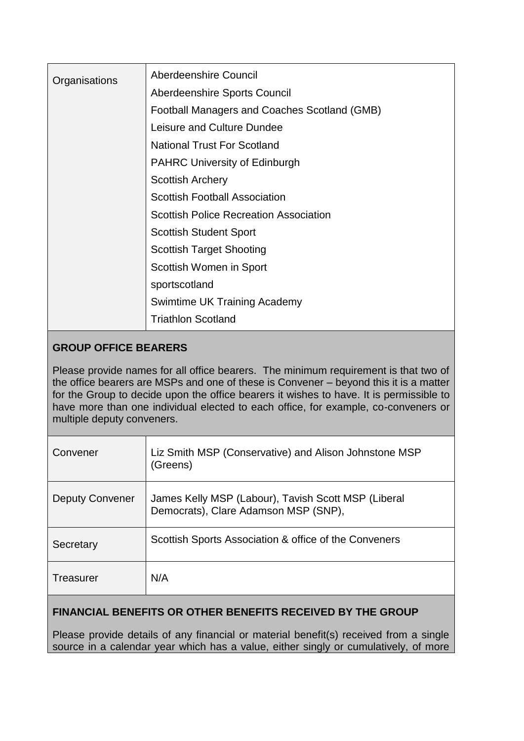| Organisations | Aberdeenshire Council<br>Aberdeenshire Sports Council<br>Football Managers and Coaches Scotland (GMB)<br>Leisure and Culture Dundee<br>National Trust For Scotland<br>PAHRC University of Edinburgh<br>Scottish Archery<br>Scottish Football Association<br>Scottish Police Recreation Association<br>Scottish Student Sport<br>Scottish Target Shooting<br>Scottish Women in Sport<br>sportscotland<br>Swimtime UK Training Academy<br>Triathlon Scotland |
|---|---|

## GROUP OFFICE BEARERS

Please provide names for all office bearers. The minimum requirement is that two of the office bearers are MSPs and one of these is Convener – beyond this it is a matter for the Group to decide upon the office bearers it wishes to have. It is permissible to have more than one individual elected to each office, for example, co-conveners or multiple deputy conveners.

| Convener | Liz Smith MSP (Conservative) and Alison Johnstone MSP (Greens) |
|---|---|
| Deputy Convener | James Kelly MSP (Labour), Tavish Scott MSP (Liberal Democrats), Clare Adamson MSP (SNP), |
| Secretary | Scottish Sports Association & office of the Conveners |
| Treasurer | N/A |

## FINANCIAL BENEFITS OR OTHER BENEFITS RECEIVED BY THE GROUP

Please provide details of any financial or material benefit(s) received from a single source in a calendar year which has a value, either singly or cumulatively, of more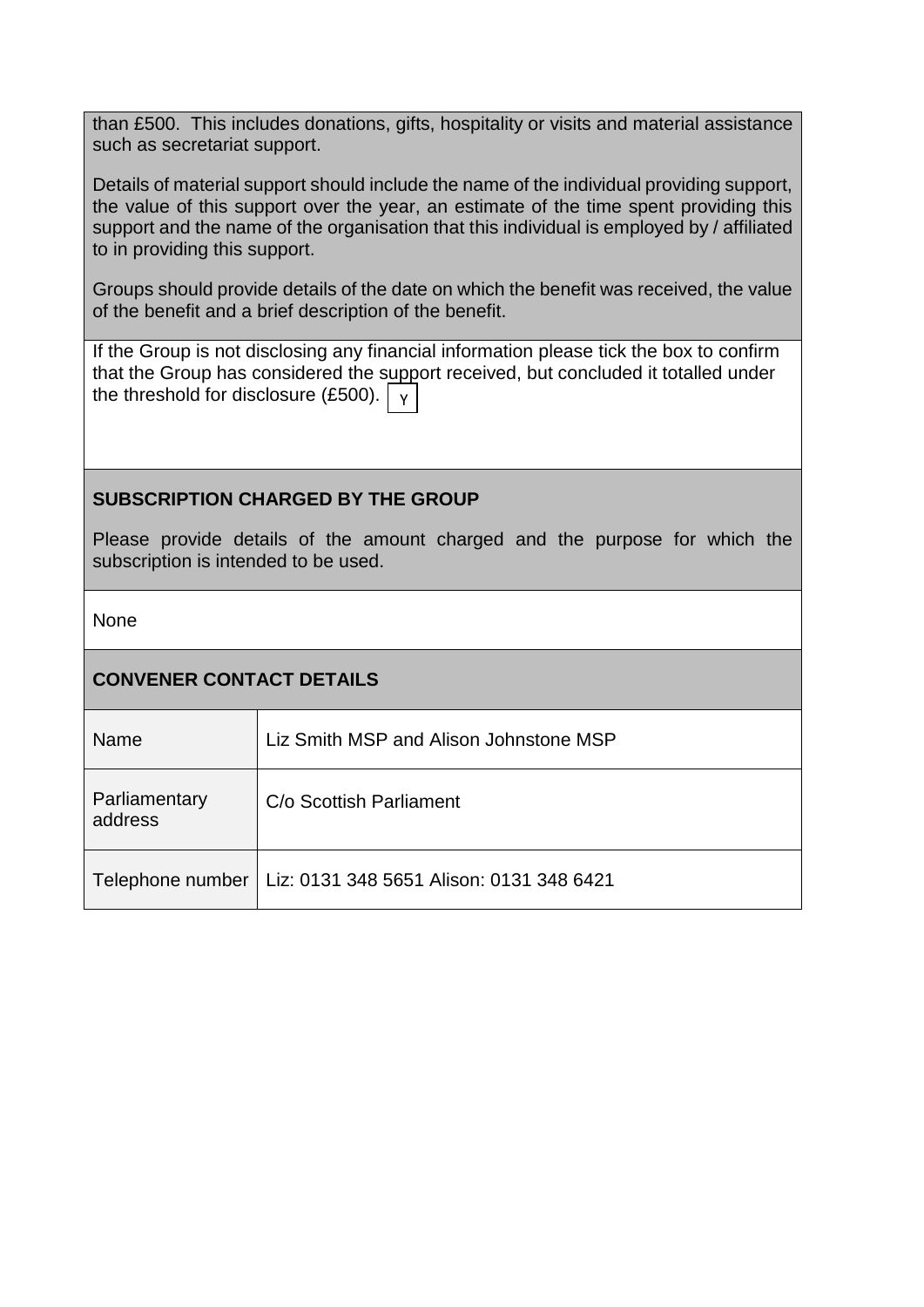than £500. This includes donations, gifts, hospitality or visits and material assistance such as secretariat support.

Details of material support should include the name of the individual providing support, the value of this support over the year, an estimate of the time spent providing this support and the name of the organisation that this individual is employed by / affiliated to in providing this support.

Groups should provide details of the date on which the benefit was received, the value of the benefit and a brief description of the benefit.

If the Group is not disclosing any financial information please tick the box to confirm that the Group has considered the support received, but concluded it totalled under the threshold for disclosure (£500). Y

**SUBSCRIPTION CHARGED BY THE GROUP**

Please provide details of the amount charged and the purpose for which the subscription is intended to be used.

None

**CONVENER CONTACT DETAILS**

| | |
|---|---|
| Name | Liz Smith MSP and Alison Johnstone MSP |
| Parliamentary address | C/o Scottish Parliament |
| Telephone number | Liz: 0131 348 5651 Alison: 0131 348 6421 |